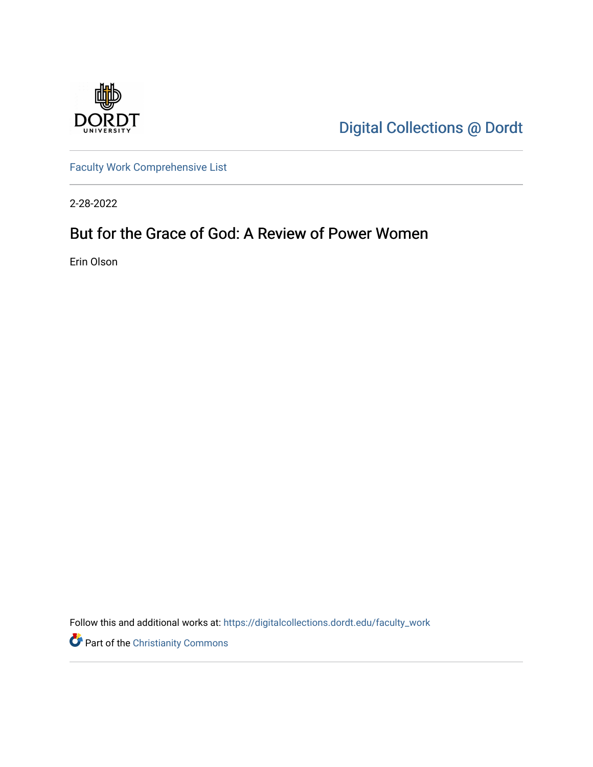Digital Collections @ Dordt

Faculty Work Comprehensive List

2-28-2022

# But for the Grace of God: A Review of Power Women

Erin Olson

Follow this and additional works at: https://digitalcollections.dordt.edu/faculty_work

Part of the Christianity Commons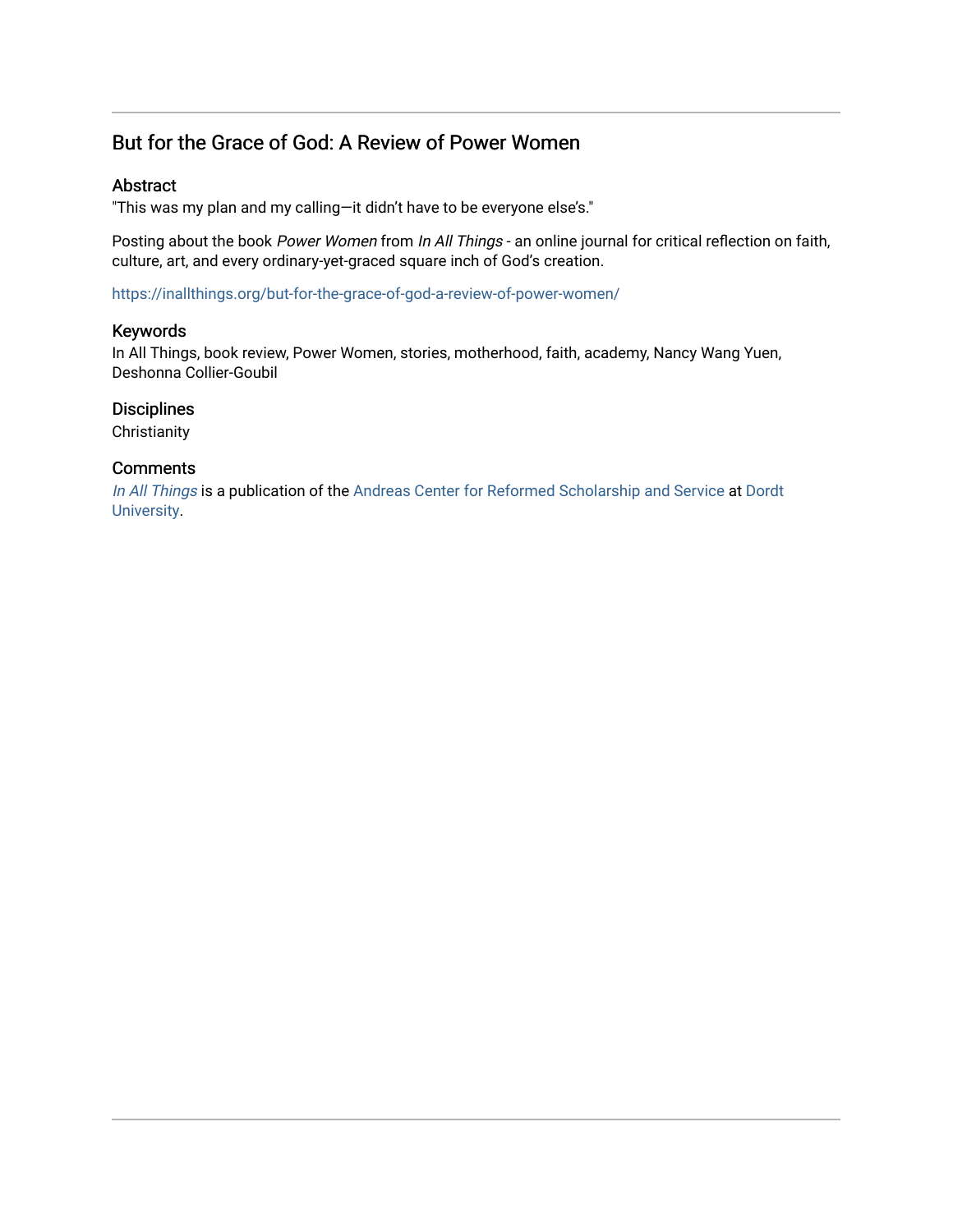## But for the Grace of God: A Review of Power Women

### Abstract

"This was my plan and my calling—it didn't have to be everyone else's."

Posting about the book *Power Women* from *In All Things* - an online journal for critical reflection on faith, culture, art, and every ordinary-yet-graced square inch of God's creation.

https://inallthings.org/but-for-the-grace-of-god-a-review-of-power-women/

### Keywords

In All Things, book review, Power Women, stories, motherhood, faith, academy, Nancy Wang Yuen, Deshonna Collier-Goubil

### Disciplines

Christianity

### Comments

*In All Things* is a publication of the Andreas Center for Reformed Scholarship and Service at Dordt University.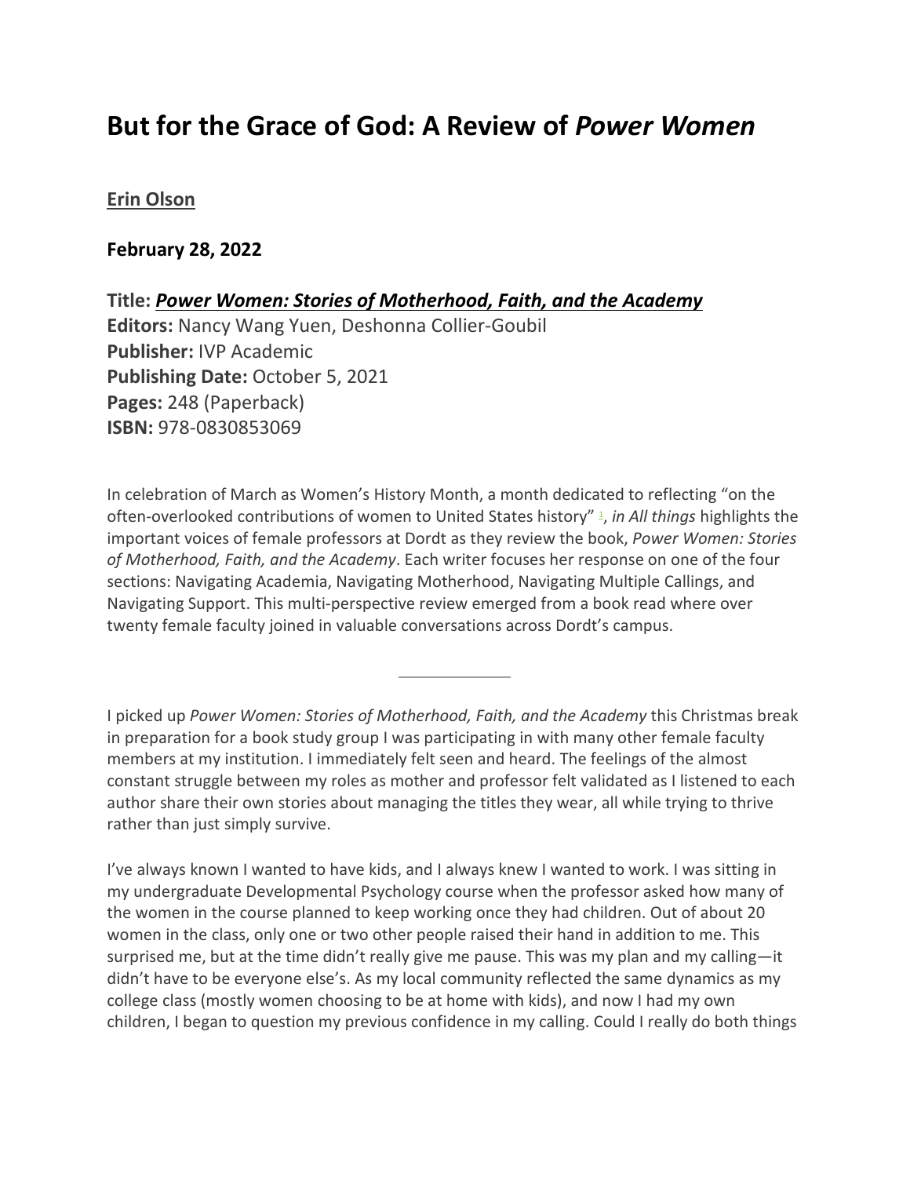# But for the Grace of God: A Review of *Power Women*

**Erin Olson**

**February 28, 2022**

**Title: *Power Women: Stories of Motherhood, Faith, and the Academy***
**Editors:** Nancy Wang Yuen, Deshonna Collier-Goubil
**Publisher:** IVP Academic
**Publishing Date:** October 5, 2021
**Pages:** 248 (Paperback)
**ISBN:** 978-0830853069

In celebration of March as Women's History Month, a month dedicated to reflecting "on the often-overlooked contributions of women to United States history" [1], *in All things* highlights the important voices of female professors at Dordt as they review the book, *Power Women: Stories of Motherhood, Faith, and the Academy*. Each writer focuses her response on one of the four sections: Navigating Academia, Navigating Motherhood, Navigating Multiple Callings, and Navigating Support. This multi-perspective review emerged from a book read where over twenty female faculty joined in valuable conversations across Dordt's campus.

---

I picked up *Power Women: Stories of Motherhood, Faith, and the Academy* this Christmas break in preparation for a book study group I was participating in with many other female faculty members at my institution. I immediately felt seen and heard. The feelings of the almost constant struggle between my roles as mother and professor felt validated as I listened to each author share their own stories about managing the titles they wear, all while trying to thrive rather than just simply survive.

I've always known I wanted to have kids, and I always knew I wanted to work. I was sitting in my undergraduate Developmental Psychology course when the professor asked how many of the women in the course planned to keep working once they had children. Out of about 20 women in the class, only one or two other people raised their hand in addition to me. This surprised me, but at the time didn't really give me pause. This was my plan and my calling—it didn't have to be everyone else's. As my local community reflected the same dynamics as my college class (mostly women choosing to be at home with kids), and now I had my own children, I began to question my previous confidence in my calling. Could I really do both things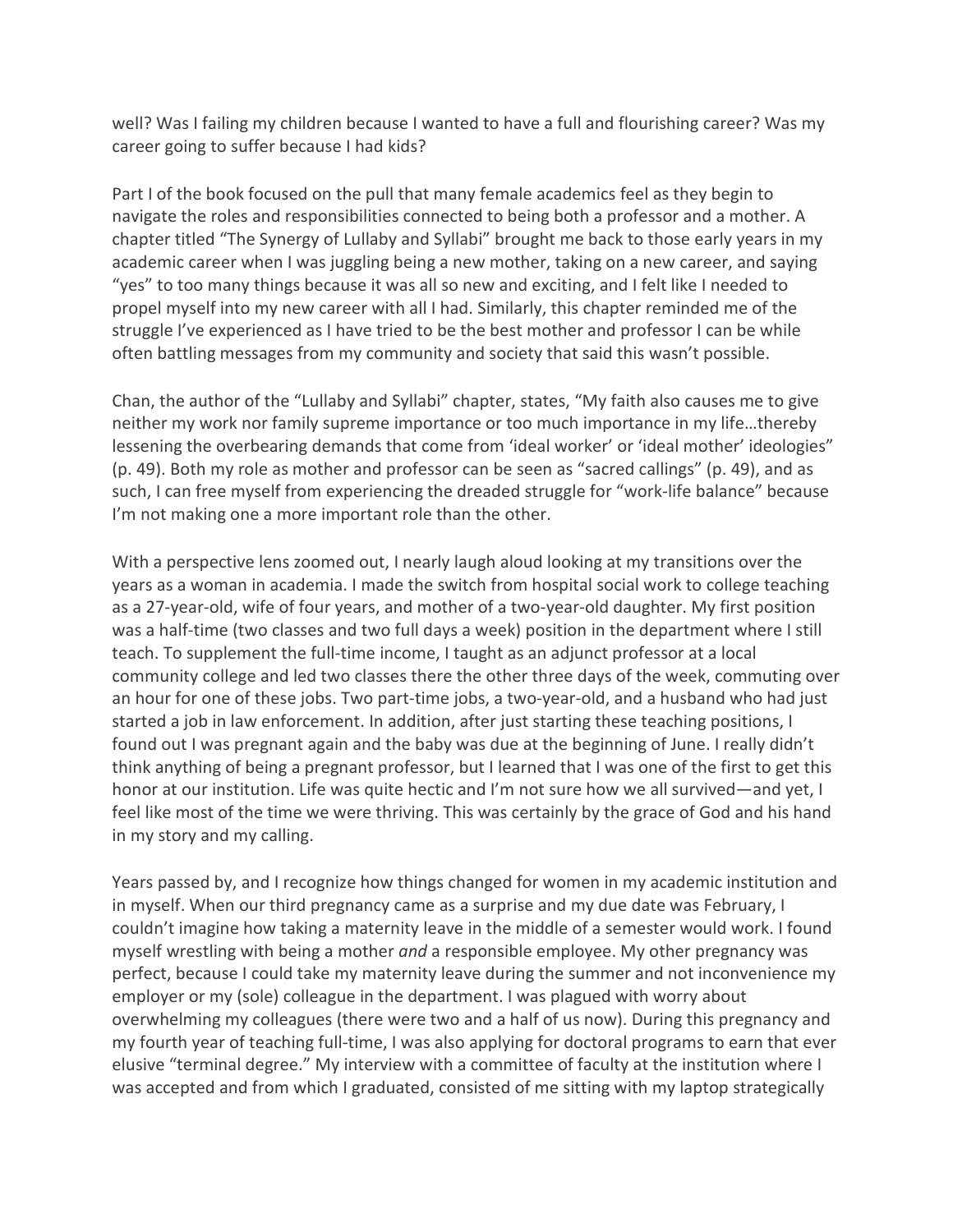well? Was I failing my children because I wanted to have a full and flourishing career? Was my career going to suffer because I had kids?

Part I of the book focused on the pull that many female academics feel as they begin to navigate the roles and responsibilities connected to being both a professor and a mother. A chapter titled "The Synergy of Lullaby and Syllabi" brought me back to those early years in my academic career when I was juggling being a new mother, taking on a new career, and saying "yes" to too many things because it was all so new and exciting, and I felt like I needed to propel myself into my new career with all I had. Similarly, this chapter reminded me of the struggle I've experienced as I have tried to be the best mother and professor I can be while often battling messages from my community and society that said this wasn't possible.

Chan, the author of the "Lullaby and Syllabi" chapter, states, "My faith also causes me to give neither my work nor family supreme importance or too much importance in my life…thereby lessening the overbearing demands that come from 'ideal worker' or 'ideal mother' ideologies" (p. 49). Both my role as mother and professor can be seen as "sacred callings" (p. 49), and as such, I can free myself from experiencing the dreaded struggle for "work-life balance" because I'm not making one a more important role than the other.

With a perspective lens zoomed out, I nearly laugh aloud looking at my transitions over the years as a woman in academia. I made the switch from hospital social work to college teaching as a 27-year-old, wife of four years, and mother of a two-year-old daughter. My first position was a half-time (two classes and two full days a week) position in the department where I still teach. To supplement the full-time income, I taught as an adjunct professor at a local community college and led two classes there the other three days of the week, commuting over an hour for one of these jobs. Two part-time jobs, a two-year-old, and a husband who had just started a job in law enforcement. In addition, after just starting these teaching positions, I found out I was pregnant again and the baby was due at the beginning of June. I really didn't think anything of being a pregnant professor, but I learned that I was one of the first to get this honor at our institution. Life was quite hectic and I'm not sure how we all survived—and yet, I feel like most of the time we were thriving. This was certainly by the grace of God and his hand in my story and my calling.

Years passed by, and I recognize how things changed for women in my academic institution and in myself. When our third pregnancy came as a surprise and my due date was February, I couldn't imagine how taking a maternity leave in the middle of a semester would work. I found myself wrestling with being a mother *and* a responsible employee. My other pregnancy was perfect, because I could take my maternity leave during the summer and not inconvenience my employer or my (sole) colleague in the department. I was plagued with worry about overwhelming my colleagues (there were two and a half of us now). During this pregnancy and my fourth year of teaching full-time, I was also applying for doctoral programs to earn that ever elusive "terminal degree." My interview with a committee of faculty at the institution where I was accepted and from which I graduated, consisted of me sitting with my laptop strategically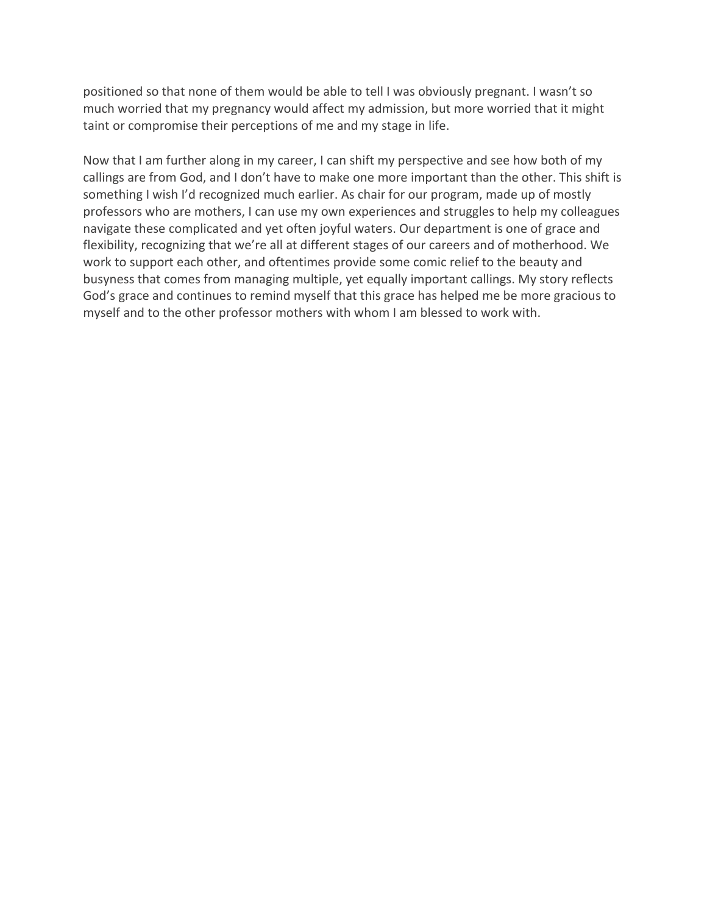positioned so that none of them would be able to tell I was obviously pregnant. I wasn't so much worried that my pregnancy would affect my admission, but more worried that it might taint or compromise their perceptions of me and my stage in life.

Now that I am further along in my career, I can shift my perspective and see how both of my callings are from God, and I don't have to make one more important than the other. This shift is something I wish I'd recognized much earlier. As chair for our program, made up of mostly professors who are mothers, I can use my own experiences and struggles to help my colleagues navigate these complicated and yet often joyful waters. Our department is one of grace and flexibility, recognizing that we're all at different stages of our careers and of motherhood. We work to support each other, and oftentimes provide some comic relief to the beauty and busyness that comes from managing multiple, yet equally important callings. My story reflects God's grace and continues to remind myself that this grace has helped me be more gracious to myself and to the other professor mothers with whom I am blessed to work with.